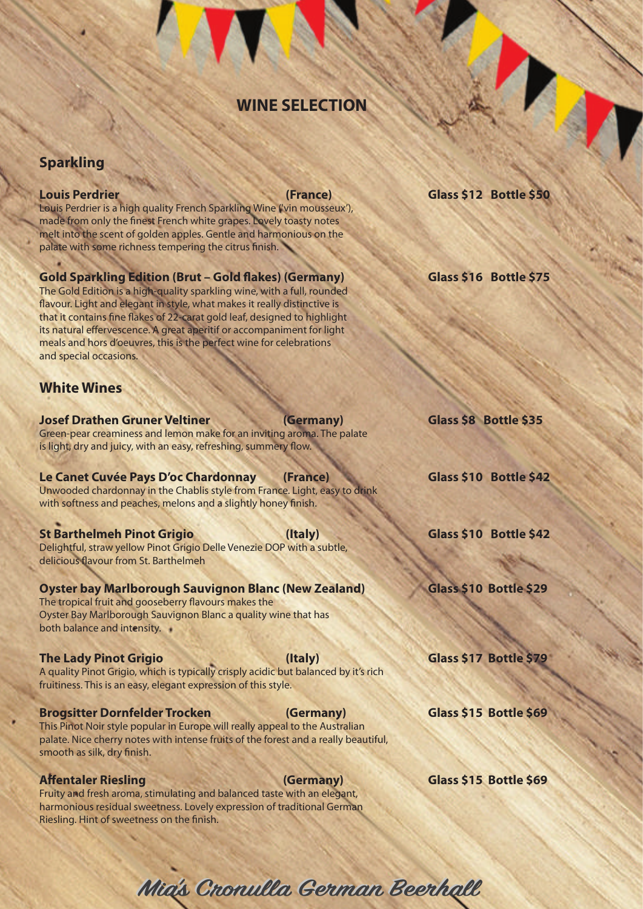# WINE SELECTION

## Sparkling

**Louis Perdrier** **(France)** **Glass $12 Bottle $50**

Louis Perdrier is a high quality French Sparkling Wine ('vin mousseux'), made from only the finest French white grapes. Lovely toasty notes melt into the scent of golden apples. Gentle and harmonious on the palate with some richness tempering the citrus finish.

**Gold Sparkling Edition (Brut – Gold flakes) (Germany)** **Glass $16 Bottle $75**

The Gold Edition is a high-quality sparkling wine, with a full, rounded flavour. Light and elegant in style, what makes it really distinctive is that it contains fine flakes of 22-carat gold leaf, designed to highlight its natural effervescence. A great aperitif or accompaniment for light meals and hors d'oeuvres, this is the perfect wine for celebrations and special occasions.

## White Wines

**Josef Drathen Gruner Veltiner** **(Germany)** **Glass $8 Bottle $35**

Green-pear creaminess and lemon make for an inviting aroma. The palate is light, dry and juicy, with an easy, refreshing, summery flow.

**Le Canet Cuvée Pays D'oc Chardonnay** **(France)** **Glass $10 Bottle $42**

Unwooded chardonnay in the Chablis style from France. Light, easy to drink with softness and peaches, melons and a slightly honey finish.

**St Barthelmeh Pinot Grigio** **(Italy)** **Glass $10 Bottle $42**

Delightful, straw yellow Pinot Grigio Delle Venezie DOP with a subtle, delicious flavour from St. Barthelmeh

**Oyster bay Marlborough Sauvignon Blanc (New Zealand)** **Glass $10 Bottle $29**

The tropical fruit and gooseberry flavours makes the Oyster Bay Marlborough Sauvignon Blanc a quality wine that has both balance and intensity.

**The Lady Pinot Grigio** **(Italy)** **Glass $17 Bottle $79**

A quality Pinot Grigio, which is typically crisply acidic but balanced by it's rich fruitiness. This is an easy, elegant expression of this style.

**Brogsitter Dornfelder Trocken** **(Germany)** **Glass $15 Bottle $69**

This Pinot Noir style popular in Europe will really appeal to the Australian palate. Nice cherry notes with intense fruits of the forest and a really beautiful, smooth as silk, dry finish.

**Affentaler Riesling** **(Germany)** **Glass $15 Bottle $69**

Fruity and fresh aroma, stimulating and balanced taste with an elegant, harmonious residual sweetness. Lovely expression of traditional German Riesling. Hint of sweetness on the finish.

*Mia's Cronulla German Beerhall*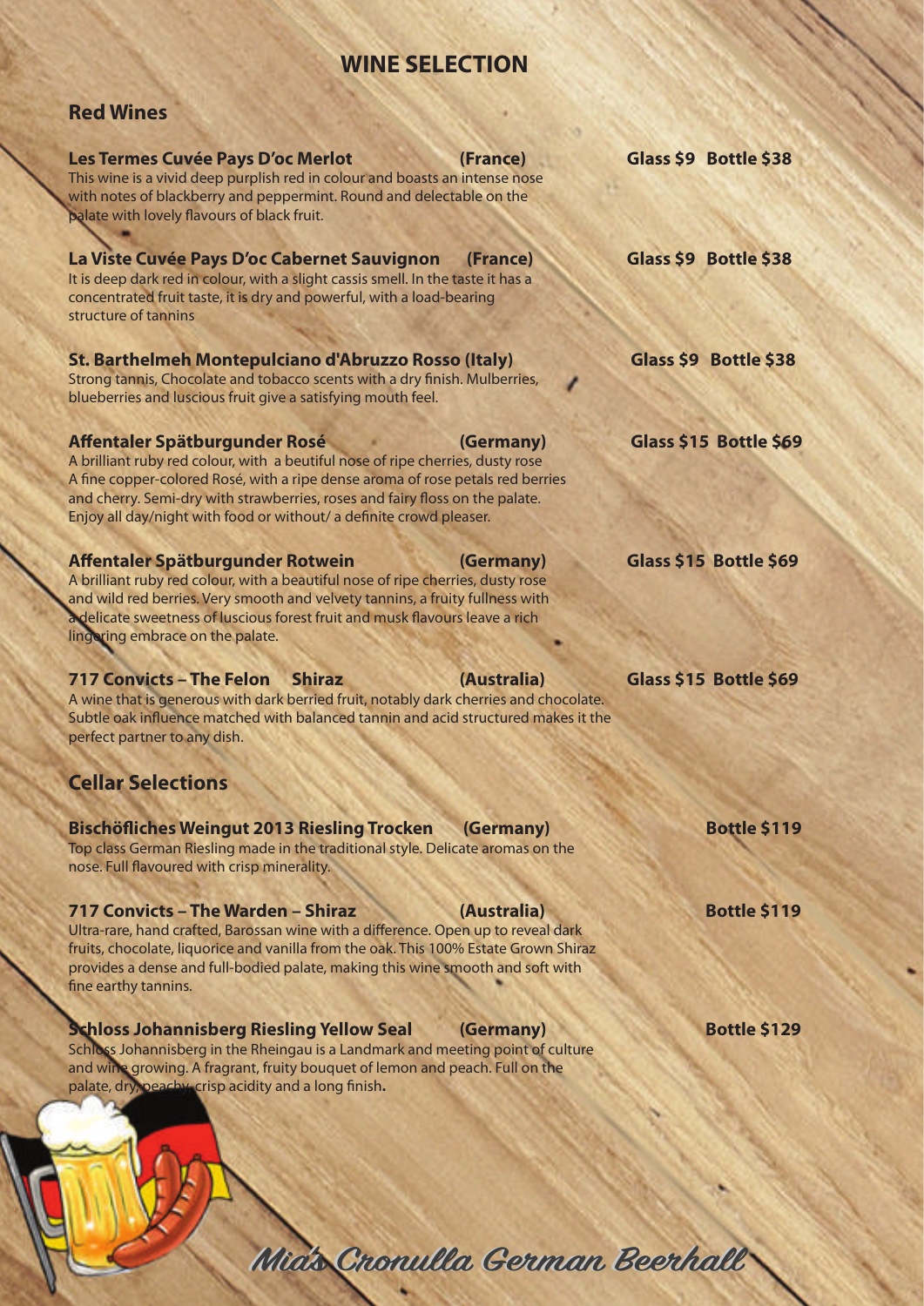# WINE SELECTION

## Red Wines

**Les Termes Cuvée Pays D'oc Merlot (France)** — **Glass $9 Bottle $38**
This wine is a vivid deep purplish red in colour and boasts an intense nose with notes of blackberry and peppermint. Round and delectable on the palate with lovely flavours of black fruit.

**La Viste Cuvée Pays D'oc Cabernet Sauvignon (France)** — **Glass $9 Bottle $38**
It is deep dark red in colour, with a slight cassis smell. In the taste it has a concentrated fruit taste, it is dry and powerful, with a load-bearing structure of tannins

**St. Barthelmeh Montepulciano d'Abruzzo Rosso (Italy)** — **Glass $9 Bottle $38**
Strong tannis, Chocolate and tobacco scents with a dry finish. Mulberries, blueberries and luscious fruit give a satisfying mouth feel.

**Affentaler Spätburgunder Rosé (Germany)** — **Glass $15 Bottle $69**
A brilliant ruby red colour, with a beutiful nose of ripe cherries, dusty rose
A fine copper-colored Rosé, with a ripe dense aroma of rose petals red berries and cherry. Semi-dry with strawberries, roses and fairy floss on the palate.
Enjoy all day/night with food or without/ a definite crowd pleaser.

**Affentaler Spätburgunder Rotwein (Germany)** — **Glass $15 Bottle $69**
A brilliant ruby red colour, with a beautiful nose of ripe cherries, dusty rose and wild red berries. Very smooth and velvety tannins, a fruity fullness with a delicate sweetness of luscious forest fruit and musk flavours leave a rich lingering embrace on the palate.

**717 Convicts – The Felon Shiraz (Australia)** — **Glass $15 Bottle $69**
A wine that is generous with dark berried fruit, notably dark cherries and chocolate. Subtle oak influence matched with balanced tannin and acid structured makes it the perfect partner to any dish.

## Cellar Selections

**Bischöfliches Weingut 2013 Riesling Trocken (Germany)** — **Bottle $119**
Top class German Riesling made in the traditional style. Delicate aromas on the nose. Full flavoured with crisp minerality.

**717 Convicts – The Warden – Shiraz (Australia)** — **Bottle $119**
Ultra-rare, hand crafted, Barossan wine with a difference. Open up to reveal dark fruits, chocolate, liquorice and vanilla from the oak. This 100% Estate Grown Shiraz provides a dense and full-bodied palate, making this wine smooth and soft with fine earthy tannins.

**Schloss Johannisberg Riesling Yellow Seal (Germany)** — **Bottle $129**
Schloss Johannisberg in the Rheingau is a Landmark and meeting point of culture and wine growing. A fragrant, fruity bouquet of lemon and peach. Full on the palate, dry, peachy, crisp acidity and a long finish.

*Mia's Cronulla German Beerhall*